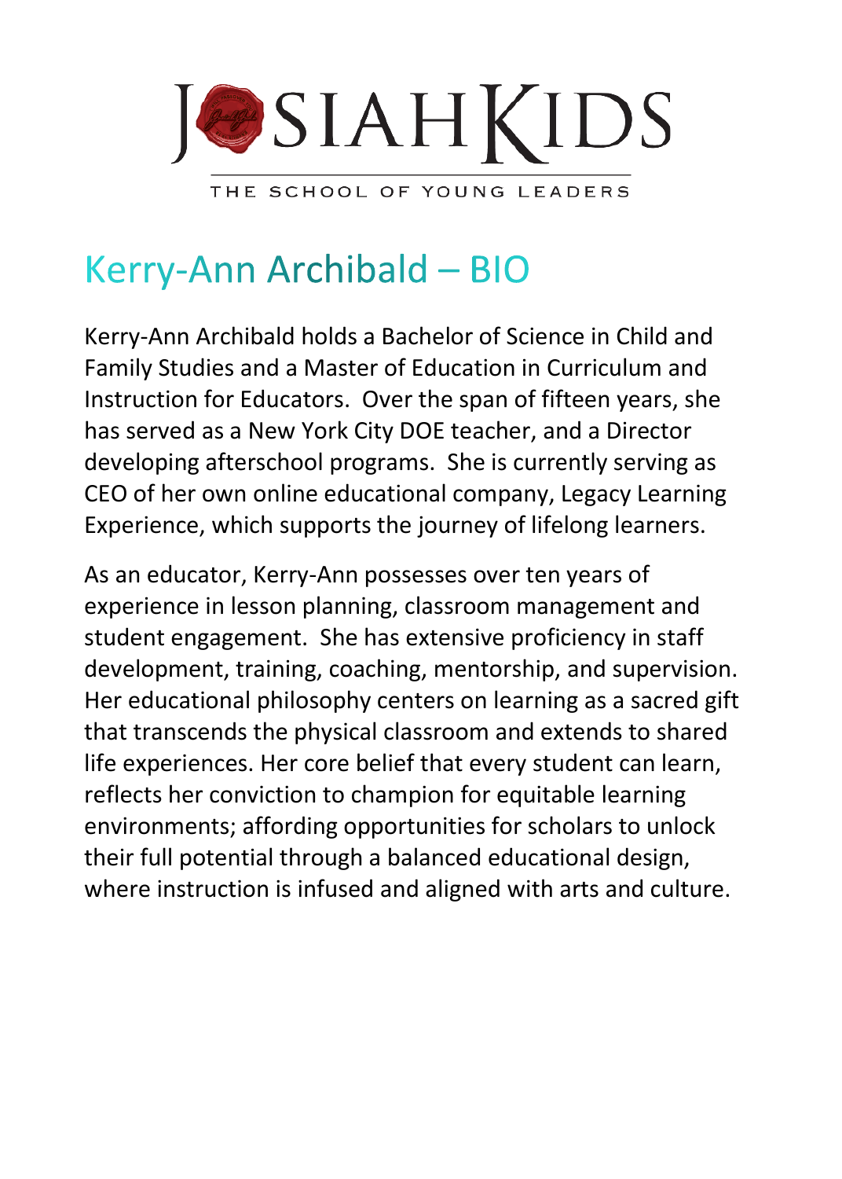# JOSIAH KIDS

THE SCHOOL OF YOUNG LEADERS

## Kerry-Ann Archibald – BIO

Kerry-Ann Archibald holds a Bachelor of Science in Child and Family Studies and a Master of Education in Curriculum and Instruction for Educators. Over the span of fifteen years, she has served as a New York City DOE teacher, and a Director developing afterschool programs. She is currently serving as CEO of her own online educational company, Legacy Learning Experience, which supports the journey of lifelong learners.

As an educator, Kerry-Ann possesses over ten years of experience in lesson planning, classroom management and student engagement. She has extensive proficiency in staff development, training, coaching, mentorship, and supervision. Her educational philosophy centers on learning as a sacred gift that transcends the physical classroom and extends to shared life experiences. Her core belief that every student can learn, reflects her conviction to champion for equitable learning environments; affording opportunities for scholars to unlock their full potential through a balanced educational design, where instruction is infused and aligned with arts and culture.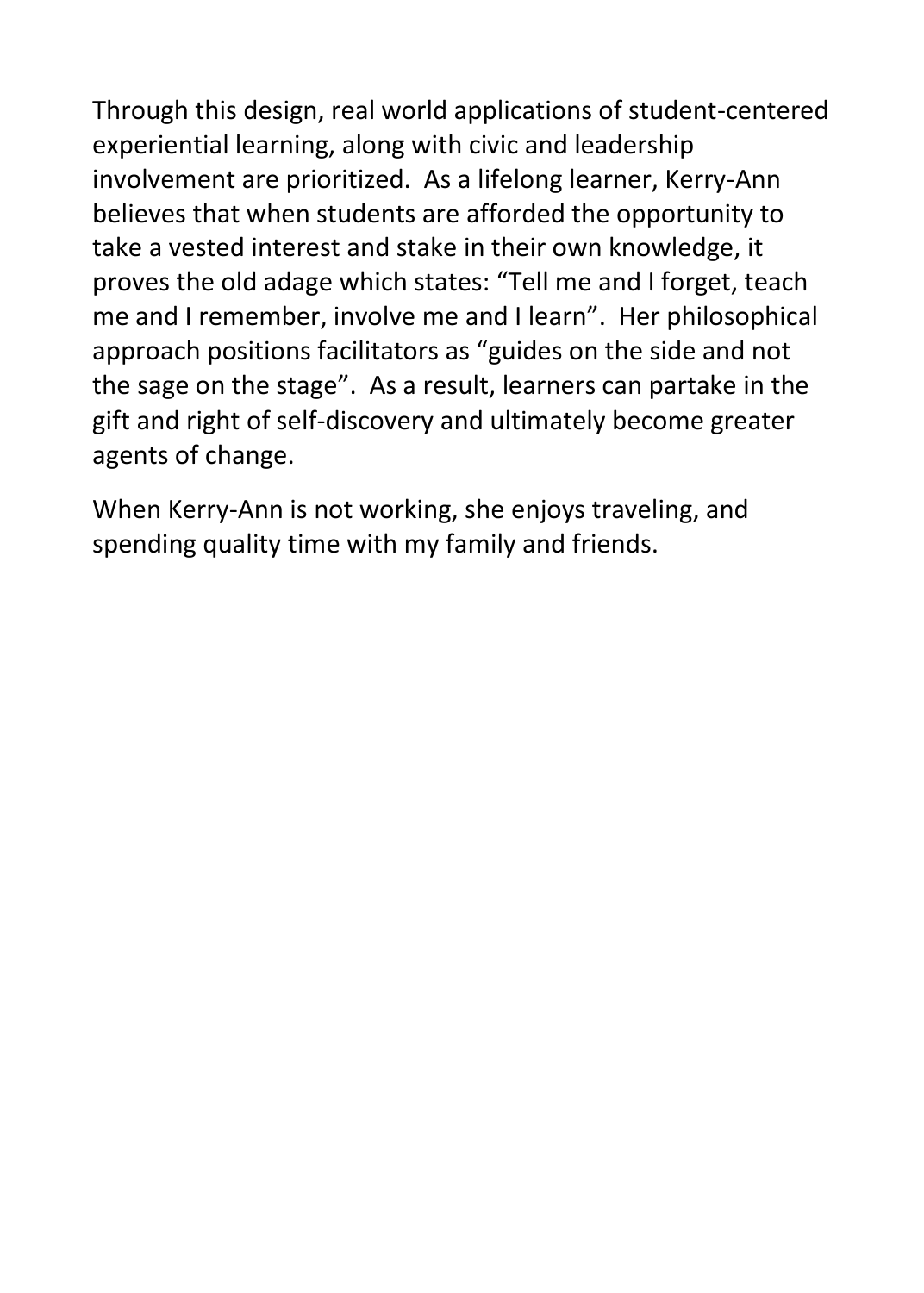Through this design, real world applications of student-centered experiential learning, along with civic and leadership involvement are prioritized. As a lifelong learner, Kerry-Ann believes that when students are afforded the opportunity to take a vested interest and stake in their own knowledge, it proves the old adage which states: "Tell me and I forget, teach me and I remember, involve me and I learn". Her philosophical approach positions facilitators as "guides on the side and not the sage on the stage". As a result, learners can partake in the gift and right of self-discovery and ultimately become greater agents of change.

When Kerry-Ann is not working, she enjoys traveling, and spending quality time with my family and friends.